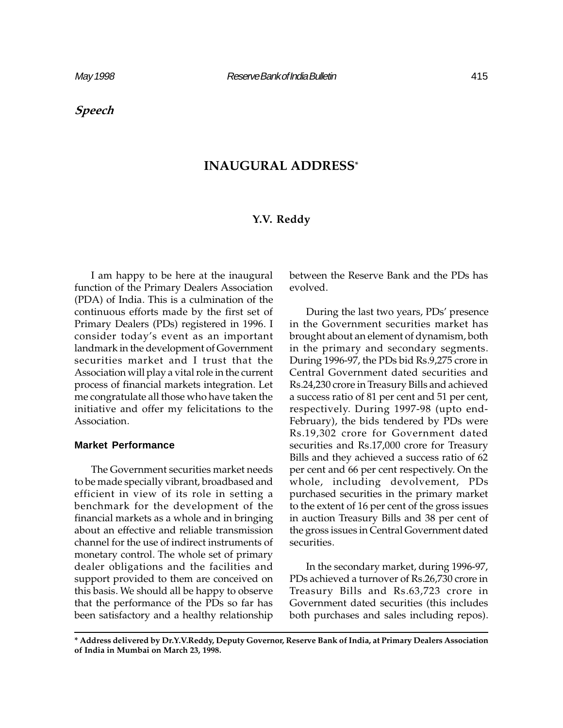*Speech*

# INAUGURAL ADDRESS*

**Y.V. Reddy**

I am happy to be here at the inaugural function of the Primary Dealers Association (PDA) of India. This is a culmination of the continuous efforts made by the first set of Primary Dealers (PDs) registered in 1996. I consider today's event as an important landmark in the development of Government securities market and I trust that the Association will play a vital role in the current process of financial markets integration. Let me congratulate all those who have taken the initiative and offer my felicitations to the Association.

## Market Performance

The Government securities market needs to be made specially vibrant, broadbased and efficient in view of its role in setting a benchmark for the development of the financial markets as a whole and in bringing about an effective and reliable transmission channel for the use of indirect instruments of monetary control. The whole set of primary dealer obligations and the facilities and support provided to them are conceived on this basis. We should all be happy to observe that the performance of the PDs so far has been satisfactory and a healthy relationship between the Reserve Bank and the PDs has evolved.

During the last two years, PDs' presence in the Government securities market has brought about an element of dynamism, both in the primary and secondary segments. During 1996-97, the PDs bid Rs.9,275 crore in Central Government dated securities and Rs.24,230 crore in Treasury Bills and achieved a success ratio of 81 per cent and 51 per cent, respectively. During 1997-98 (upto end-February), the bids tendered by PDs were Rs.19,302 crore for Government dated securities and Rs.17,000 crore for Treasury Bills and they achieved a success ratio of 62 per cent and 66 per cent respectively. On the whole, including devolvement, PDs purchased securities in the primary market to the extent of 16 per cent of the gross issues in auction Treasury Bills and 38 per cent of the gross issues in Central Government dated securities.

In the secondary market, during 1996-97, PDs achieved a turnover of Rs.26,730 crore in Treasury Bills and Rs.63,723 crore in Government dated securities (this includes both purchases and sales including repos).

---

**\* Address delivered by Dr.Y.V.Reddy, Deputy Governor, Reserve Bank of India, at Primary Dealers Association of India in Mumbai on March 23, 1998.**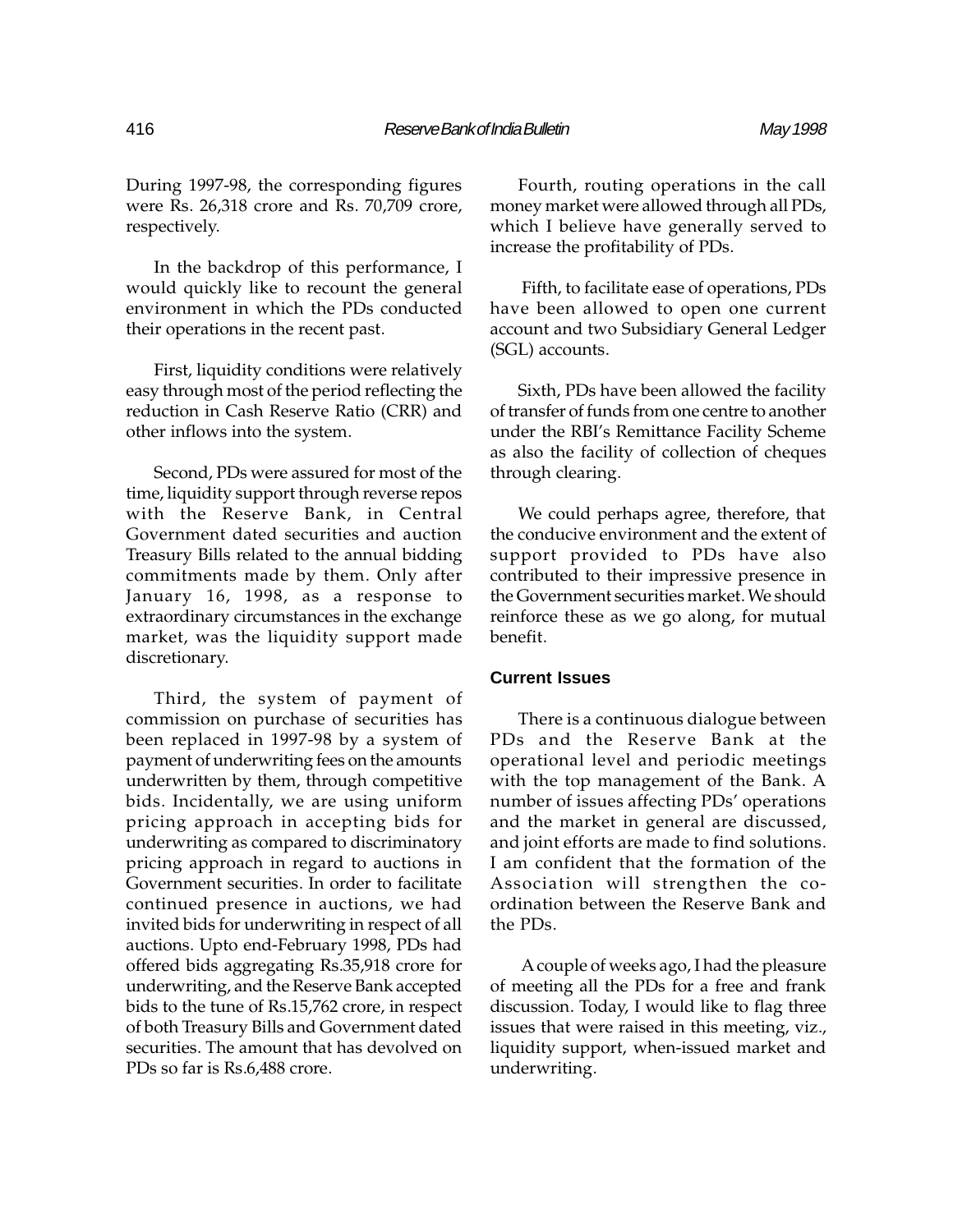During 1997-98, the corresponding figures were Rs. 26,318 crore and Rs. 70,709 crore, respectively.

In the backdrop of this performance, I would quickly like to recount the general environment in which the PDs conducted their operations in the recent past.

First, liquidity conditions were relatively easy through most of the period reflecting the reduction in Cash Reserve Ratio (CRR) and other inflows into the system.

Second, PDs were assured for most of the time, liquidity support through reverse repos with the Reserve Bank, in Central Government dated securities and auction Treasury Bills related to the annual bidding commitments made by them. Only after January 16, 1998, as a response to extraordinary circumstances in the exchange market, was the liquidity support made discretionary.

Third, the system of payment of commission on purchase of securities has been replaced in 1997-98 by a system of payment of underwriting fees on the amounts underwritten by them, through competitive bids. Incidentally, we are using uniform pricing approach in accepting bids for underwriting as compared to discriminatory pricing approach in regard to auctions in Government securities. In order to facilitate continued presence in auctions, we had invited bids for underwriting in respect of all auctions. Upto end-February 1998, PDs had offered bids aggregating Rs.35,918 crore for underwriting, and the Reserve Bank accepted bids to the tune of Rs.15,762 crore, in respect of both Treasury Bills and Government dated securities. The amount that has devolved on PDs so far is Rs.6,488 crore.

Fourth, routing operations in the call money market were allowed through all PDs, which I believe have generally served to increase the profitability of PDs.

Fifth, to facilitate ease of operations, PDs have been allowed to open one current account and two Subsidiary General Ledger (SGL) accounts.

Sixth, PDs have been allowed the facility of transfer of funds from one centre to another under the RBI's Remittance Facility Scheme as also the facility of collection of cheques through clearing.

We could perhaps agree, therefore, that the conducive environment and the extent of support provided to PDs have also contributed to their impressive presence in the Government securities market. We should reinforce these as we go along, for mutual benefit.

## Current Issues

There is a continuous dialogue between PDs and the Reserve Bank at the operational level and periodic meetings with the top management of the Bank. A number of issues affecting PDs' operations and the market in general are discussed, and joint efforts are made to find solutions. I am confident that the formation of the Association will strengthen the co-ordination between the Reserve Bank and the PDs.

A couple of weeks ago, I had the pleasure of meeting all the PDs for a free and frank discussion. Today, I would like to flag three issues that were raised in this meeting, viz., liquidity support, when-issued market and underwriting.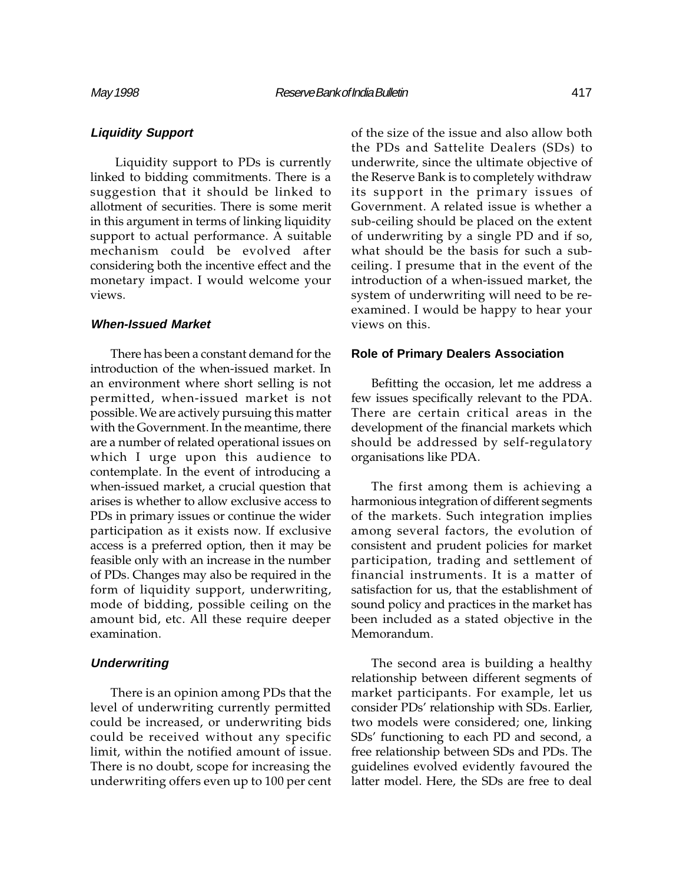### *Liquidity Support*

Liquidity support to PDs is currently linked to bidding commitments. There is a suggestion that it should be linked to allotment of securities. There is some merit in this argument in terms of linking liquidity support to actual performance. A suitable mechanism could be evolved after considering both the incentive effect and the monetary impact. I would welcome your views.

### *When-Issued Market*

There has been a constant demand for the introduction of the when-issued market. In an environment where short selling is not permitted, when-issued market is not possible. We are actively pursuing this matter with the Government. In the meantime, there are a number of related operational issues on which I urge upon this audience to contemplate. In the event of introducing a when-issued market, a crucial question that arises is whether to allow exclusive access to PDs in primary issues or continue the wider participation as it exists now. If exclusive access is a preferred option, then it may be feasible only with an increase in the number of PDs. Changes may also be required in the form of liquidity support, underwriting, mode of bidding, possible ceiling on the amount bid, etc. All these require deeper examination.

### *Underwriting*

There is an opinion among PDs that the level of underwriting currently permitted could be increased, or underwriting bids could be received without any specific limit, within the notified amount of issue. There is no doubt, scope for increasing the underwriting offers even up to 100 per cent of the size of the issue and also allow both the PDs and Sattelite Dealers (SDs) to underwrite, since the ultimate objective of the Reserve Bank is to completely withdraw its support in the primary issues of Government. A related issue is whether a sub-ceiling should be placed on the extent of underwriting by a single PD and if so, what should be the basis for such a sub-ceiling. I presume that in the event of the introduction of a when-issued market, the system of underwriting will need to be re-examined. I would be happy to hear your views on this.

### Role of Primary Dealers Association

Befitting the occasion, let me address a few issues specifically relevant to the PDA. There are certain critical areas in the development of the financial markets which should be addressed by self-regulatory organisations like PDA.

The first among them is achieving a harmonious integration of different segments of the markets. Such integration implies among several factors, the evolution of consistent and prudent policies for market participation, trading and settlement of financial instruments. It is a matter of satisfaction for us, that the establishment of sound policy and practices in the market has been included as a stated objective in the Memorandum.

The second area is building a healthy relationship between different segments of market participants. For example, let us consider PDs' relationship with SDs. Earlier, two models were considered; one, linking SDs' functioning to each PD and second, a free relationship between SDs and PDs. The guidelines evolved evidently favoured the latter model. Here, the SDs are free to deal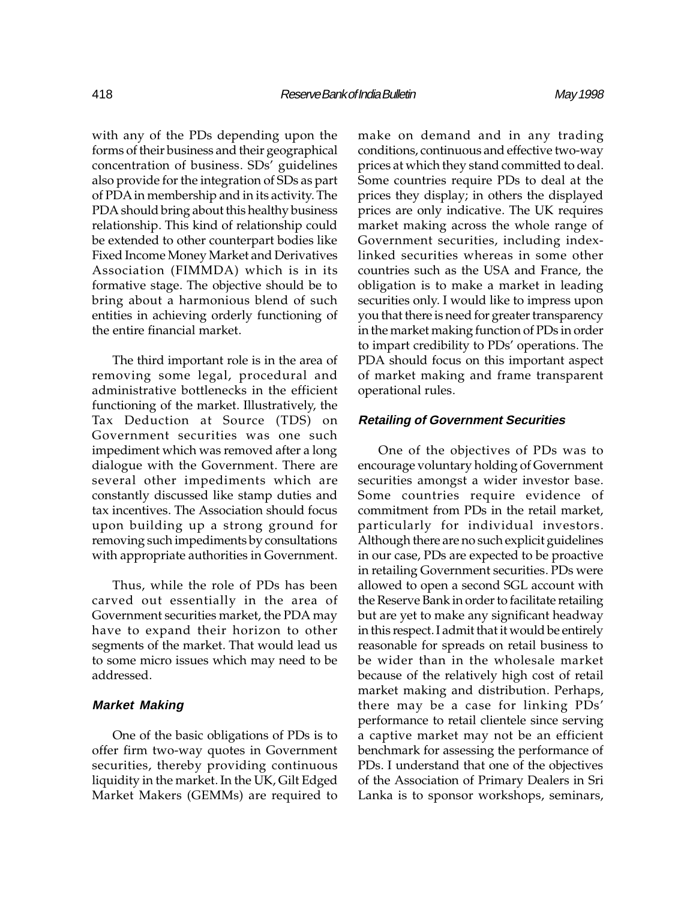with any of the PDs depending upon the forms of their business and their geographical concentration of business. SDs' guidelines also provide for the integration of SDs as part of PDA in membership and in its activity. The PDA should bring about this healthy business relationship. This kind of relationship could be extended to other counterpart bodies like Fixed Income Money Market and Derivatives Association (FIMMDA) which is in its formative stage. The objective should be to bring about a harmonious blend of such entities in achieving orderly functioning of the entire financial market.

The third important role is in the area of removing some legal, procedural and administrative bottlenecks in the efficient functioning of the market. Illustratively, the Tax Deduction at Source (TDS) on Government securities was one such impediment which was removed after a long dialogue with the Government. There are several other impediments which are constantly discussed like stamp duties and tax incentives. The Association should focus upon building up a strong ground for removing such impediments by consultations with appropriate authorities in Government.

Thus, while the role of PDs has been carved out essentially in the area of Government securities market, the PDA may have to expand their horizon to other segments of the market. That would lead us to some micro issues which may need to be addressed.

### *Market Making*

One of the basic obligations of PDs is to offer firm two-way quotes in Government securities, thereby providing continuous liquidity in the market. In the UK, Gilt Edged Market Makers (GEMMs) are required to make on demand and in any trading conditions, continuous and effective two-way prices at which they stand committed to deal. Some countries require PDs to deal at the prices they display; in others the displayed prices are only indicative. The UK requires market making across the whole range of Government securities, including index-linked securities whereas in some other countries such as the USA and France, the obligation is to make a market in leading securities only. I would like to impress upon you that there is need for greater transparency in the market making function of PDs in order to impart credibility to PDs' operations. The PDA should focus on this important aspect of market making and frame transparent operational rules.

### *Retailing of Government Securities*

One of the objectives of PDs was to encourage voluntary holding of Government securities amongst a wider investor base. Some countries require evidence of commitment from PDs in the retail market, particularly for individual investors. Although there are no such explicit guidelines in our case, PDs are expected to be proactive in retailing Government securities. PDs were allowed to open a second SGL account with the Reserve Bank in order to facilitate retailing but are yet to make any significant headway in this respect. I admit that it would be entirely reasonable for spreads on retail business to be wider than in the wholesale market because of the relatively high cost of retail market making and distribution. Perhaps, there may be a case for linking PDs' performance to retail clientele since serving a captive market may not be an efficient benchmark for assessing the performance of PDs. I understand that one of the objectives of the Association of Primary Dealers in Sri Lanka is to sponsor workshops, seminars,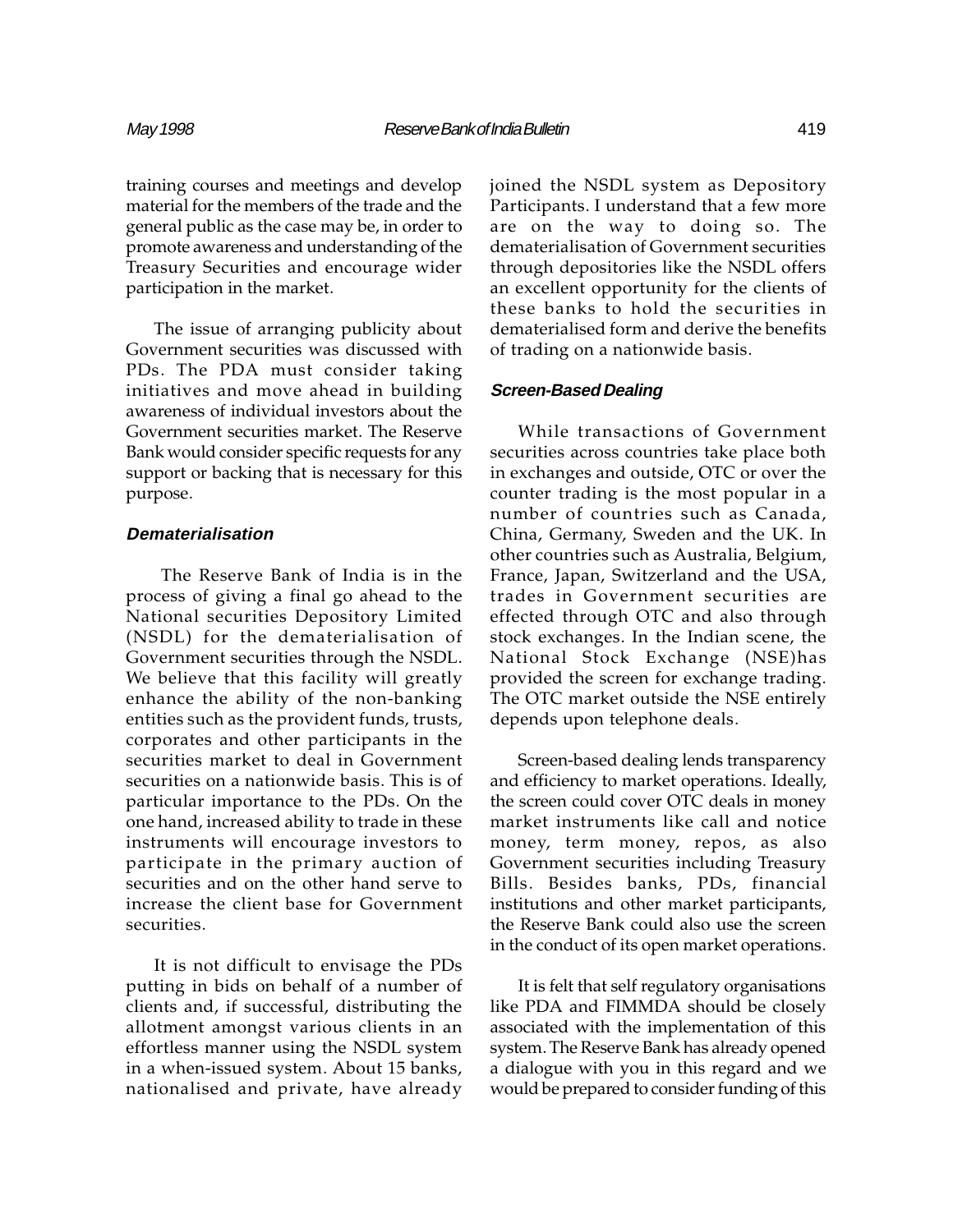training courses and meetings and develop material for the members of the trade and the general public as the case may be, in order to promote awareness and understanding of the Treasury Securities and encourage wider participation in the market.

The issue of arranging publicity about Government securities was discussed with PDs. The PDA must consider taking initiatives and move ahead in building awareness of individual investors about the Government securities market. The Reserve Bank would consider specific requests for any support or backing that is necessary for this purpose.

### *Dematerialisation*

The Reserve Bank of India is in the process of giving a final go ahead to the National securities Depository Limited (NSDL) for the dematerialisation of Government securities through the NSDL. We believe that this facility will greatly enhance the ability of the non-banking entities such as the provident funds, trusts, corporates and other participants in the securities market to deal in Government securities on a nationwide basis. This is of particular importance to the PDs. On the one hand, increased ability to trade in these instruments will encourage investors to participate in the primary auction of securities and on the other hand serve to increase the client base for Government securities.

It is not difficult to envisage the PDs putting in bids on behalf of a number of clients and, if successful, distributing the allotment amongst various clients in an effortless manner using the NSDL system in a when-issued system. About 15 banks, nationalised and private, have already joined the NSDL system as Depository Participants. I understand that a few more are on the way to doing so. The dematerialisation of Government securities through depositories like the NSDL offers an excellent opportunity for the clients of these banks to hold the securities in dematerialised form and derive the benefits of trading on a nationwide basis.

### *Screen-Based Dealing*

While transactions of Government securities across countries take place both in exchanges and outside, OTC or over the counter trading is the most popular in a number of countries such as Canada, China, Germany, Sweden and the UK. In other countries such as Australia, Belgium, France, Japan, Switzerland and the USA, trades in Government securities are effected through OTC and also through stock exchanges. In the Indian scene, the National Stock Exchange (NSE)has provided the screen for exchange trading. The OTC market outside the NSE entirely depends upon telephone deals.

Screen-based dealing lends transparency and efficiency to market operations. Ideally, the screen could cover OTC deals in money market instruments like call and notice money, term money, repos, as also Government securities including Treasury Bills. Besides banks, PDs, financial institutions and other market participants, the Reserve Bank could also use the screen in the conduct of its open market operations.

It is felt that self regulatory organisations like PDA and FIMMDA should be closely associated with the implementation of this system. The Reserve Bank has already opened a dialogue with you in this regard and we would be prepared to consider funding of this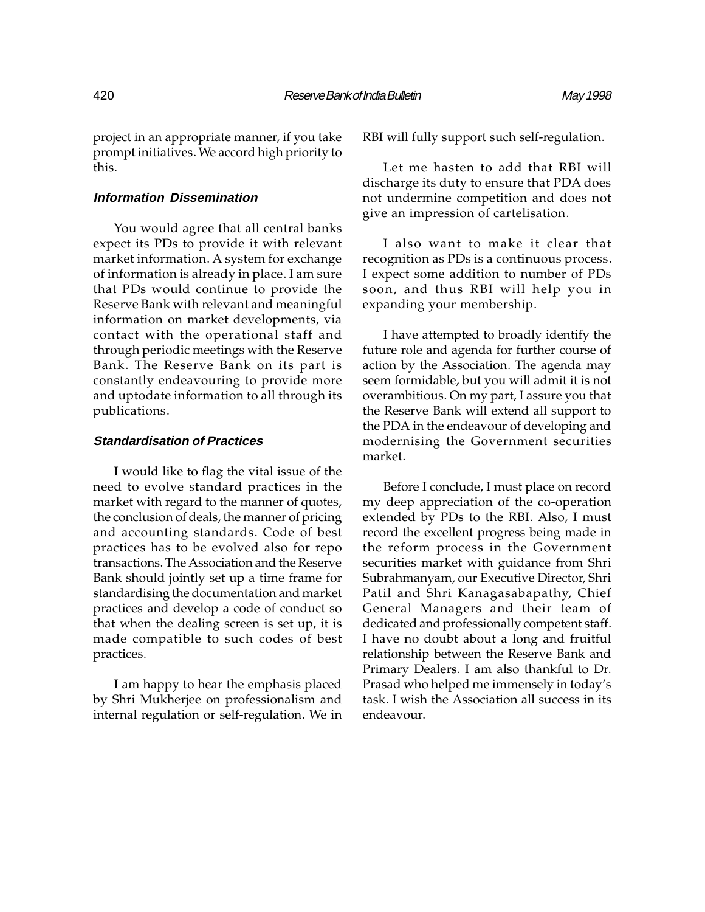project in an appropriate manner, if you take prompt initiatives. We accord high priority to this.

### *Information Dissemination*

You would agree that all central banks expect its PDs to provide it with relevant market information. A system for exchange of information is already in place. I am sure that PDs would continue to provide the Reserve Bank with relevant and meaningful information on market developments, via contact with the operational staff and through periodic meetings with the Reserve Bank. The Reserve Bank on its part is constantly endeavouring to provide more and uptodate information to all through its publications.

### *Standardisation of Practices*

I would like to flag the vital issue of the need to evolve standard practices in the market with regard to the manner of quotes, the conclusion of deals, the manner of pricing and accounting standards. Code of best practices has to be evolved also for repo transactions. The Association and the Reserve Bank should jointly set up a time frame for standardising the documentation and market practices and develop a code of conduct so that when the dealing screen is set up, it is made compatible to such codes of best practices.

I am happy to hear the emphasis placed by Shri Mukherjee on professionalism and internal regulation or self-regulation. We in RBI will fully support such self-regulation.

Let me hasten to add that RBI will discharge its duty to ensure that PDA does not undermine competition and does not give an impression of cartelisation.

I also want to make it clear that recognition as PDs is a continuous process. I expect some addition to number of PDs soon, and thus RBI will help you in expanding your membership.

I have attempted to broadly identify the future role and agenda for further course of action by the Association. The agenda may seem formidable, but you will admit it is not overambitious. On my part, I assure you that the Reserve Bank will extend all support to the PDA in the endeavour of developing and modernising the Government securities market.

Before I conclude, I must place on record my deep appreciation of the co-operation extended by PDs to the RBI. Also, I must record the excellent progress being made in the reform process in the Government securities market with guidance from Shri Subrahmanyam, our Executive Director, Shri Patil and Shri Kanagasabapathy, Chief General Managers and their team of dedicated and professionally competent staff. I have no doubt about a long and fruitful relationship between the Reserve Bank and Primary Dealers. I am also thankful to Dr. Prasad who helped me immensely in today's task. I wish the Association all success in its endeavour.